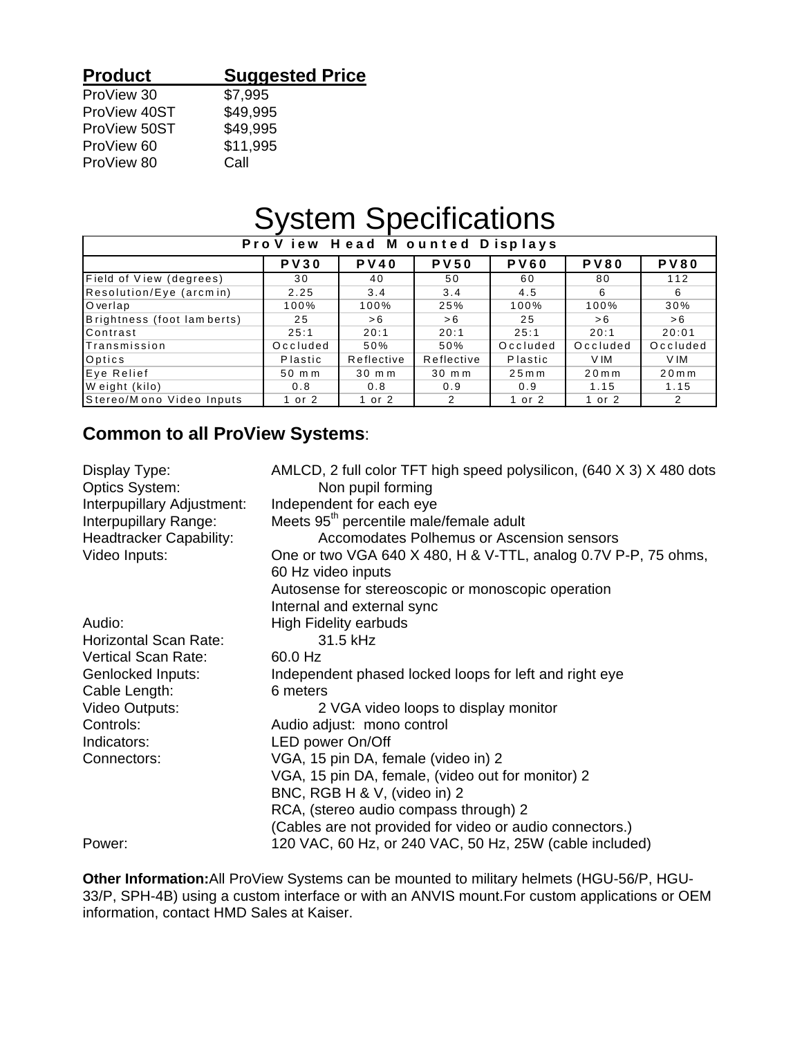| **Product** | **Suggested Price** |
| --- | --- |
| ProView 30 | $7,995 |
| ProView 40ST | $49,995 |
| ProView 50ST | $49,995 |
| ProView 60 | $11,995 |
| ProView 80 | Call |

# System Specifications

| ProView Head Mounted Displays | | | | | | |
| --- | --- | --- | --- | --- | --- | --- |
| | **PV30** | **PV40** | **PV50** | **PV60** | **PV80** | **PV80** |
| Field of View (degrees) | 30 | 40 | 50 | 60 | 80 | 112 |
| Resolution/Eye (arcmin) | 2.25 | 3.4 | 3.4 | 4.5 | 6 | 6 |
| Overlap | 100% | 100% | 25% | 100% | 100% | 30% |
| Brightness (foot lamberts) | 25 | >6 | >6 | 25 | >6 | >6 |
| Contrast | 25:1 | 20:1 | 20:1 | 25:1 | 20:1 | 20:01 |
| Transmission | Occluded | 50% | 50% | Occluded | Occluded | Occluded |
| Optics | Plastic | Reflective | Reflective | Plastic | VIM | VIM |
| Eye Relief | 50 mm | 30 mm | 30 mm | 25mm | 20mm | 20mm |
| Weight (kilo) | 0.8 | 0.8 | 0.9 | 0.9 | 1.15 | 1.15 |
| Stereo/Mono Video Inputs | 1 or 2 | 1 or 2 | 2 | 1 or 2 | 1 or 2 | 2 |

## Common to all ProView Systems:

Display Type: AMLCD, 2 full color TFT high speed polysilicon, (640 X 3) X 480 dots
Optics System: Non pupil forming
Interpupillary Adjustment: Independent for each eye
Interpupillary Range: Meets 95th percentile male/female adult
Headtracker Capability: Accomodates Polhemus or Ascension sensors
Video Inputs: One or two VGA 640 X 480, H & V-TTL, analog 0.7V P-P, 75 ohms, 60 Hz video inputs
Autosense for stereoscopic or monoscopic operation
Internal and external sync
Audio: High Fidelity earbuds
Horizontal Scan Rate: 31.5 kHz
Vertical Scan Rate: 60.0 Hz
Genlocked Inputs: Independent phased locked loops for left and right eye
Cable Length: 6 meters
Video Outputs: 2 VGA video loops to display monitor
Controls: Audio adjust: mono control
Indicators: LED power On/Off
Connectors: VGA, 15 pin DA, female (video in) 2
VGA, 15 pin DA, female, (video out for monitor) 2
BNC, RGB H & V, (video in) 2
RCA, (stereo audio compass through) 2
(Cables are not provided for video or audio connectors.)
Power: 120 VAC, 60 Hz, or 240 VAC, 50 Hz, 25W (cable included)

**Other Information:** All ProView Systems can be mounted to military helmets (HGU-56/P, HGU-33/P, SPH-4B) using a custom interface or with an ANVIS mount.For custom applications or OEM information, contact HMD Sales at Kaiser.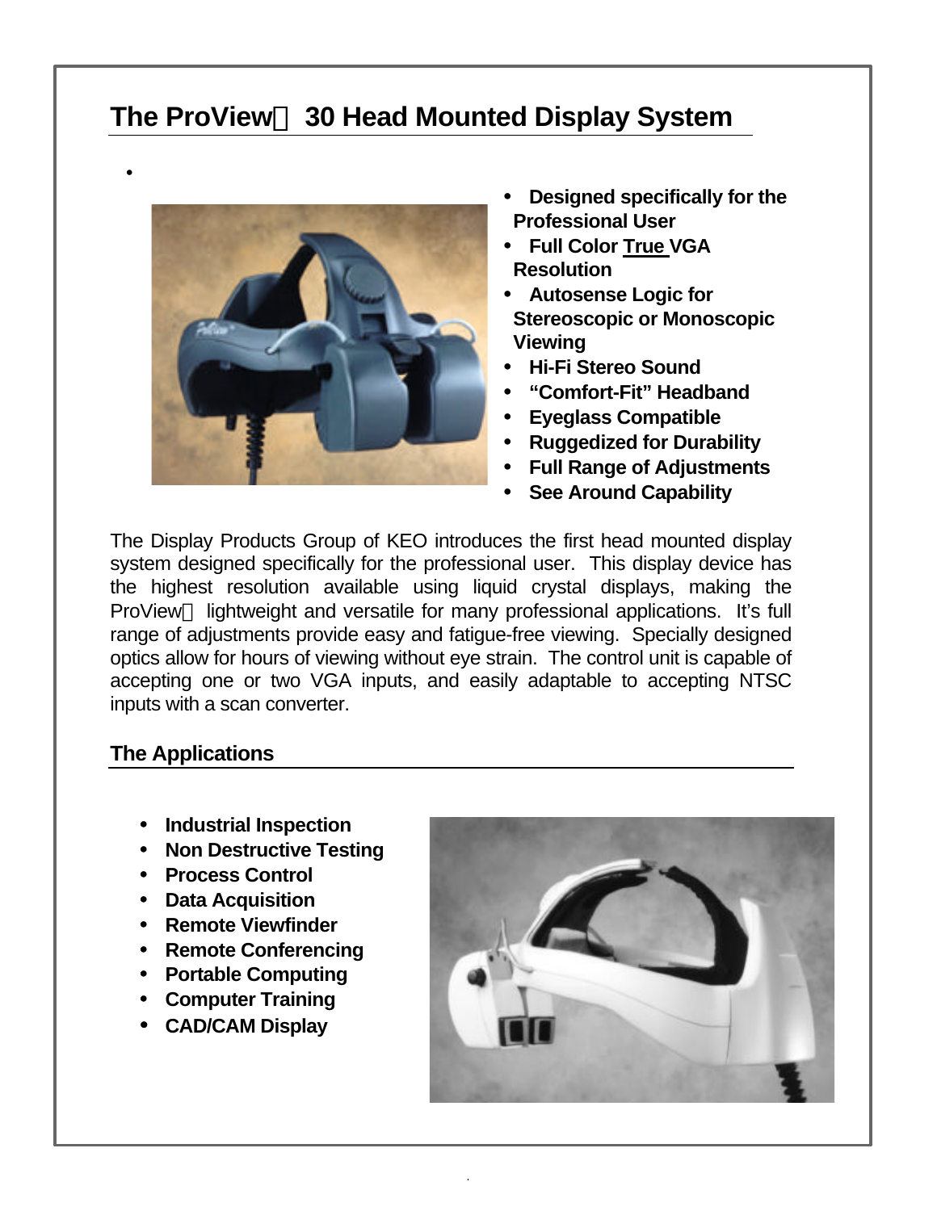## The ProView™ 30 Head Mounted Display System

- Designed specifically for the Professional User
- Full Color True VGA Resolution
- Autosense Logic for Stereoscopic or Monoscopic Viewing
- Hi-Fi Stereo Sound
- "Comfort-Fit" Headband
- Eyeglass Compatible
- Ruggedized for Durability
- Full Range of Adjustments
- See Around Capability

The Display Products Group of KEO introduces the first head mounted display system designed specifically for the professional user. This display device has the highest resolution available using liquid crystal displays, making the ProView™ lightweight and versatile for many professional applications. It's full range of adjustments provide easy and fatigue-free viewing. Specially designed optics allow for hours of viewing without eye strain. The control unit is capable of accepting one or two VGA inputs, and easily adaptable to accepting NTSC inputs with a scan converter.

### The Applications

- Industrial Inspection
- Non Destructive Testing
- Process Control
- Data Acquisition
- Remote Viewfinder
- Remote Conferencing
- Portable Computing
- Computer Training
- CAD/CAM Display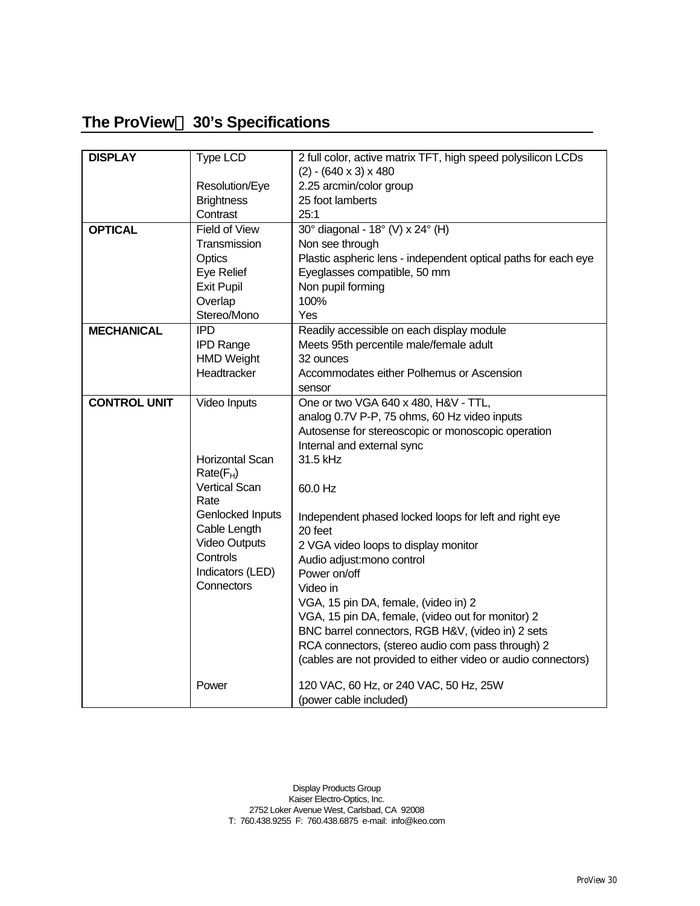## The ProView 30's Specifications

| | | |
|---|---|---|
| **DISPLAY** | Type LCD | 2 full color, active matrix TFT, high speed polysilicon LCDs (2) - (640 x 3) x 480 |
| | Resolution/Eye | 2.25 arcmin/color group |
| | Brightness | 25 foot lamberts |
| | Contrast | 25:1 |
| **OPTICAL** | Field of View | 30° diagonal - 18° (V) x 24° (H) |
| | Transmission | Non see through |
| | Optics | Plastic aspheric lens - independent optical paths for each eye |
| | Eye Relief | Eyeglasses compatible, 50 mm |
| | Exit Pupil | Non pupil forming |
| | Overlap | 100% |
| | Stereo/Mono | Yes |
| **MECHANICAL** | IPD | Readily accessible on each display module |
| | IPD Range | Meets 95th percentile male/female adult |
| | HMD Weight | 32 ounces |
| | Headtracker | Accommodates either Polhemus or Ascension sensor |
| **CONTROL UNIT** | Video Inputs | One or two VGA 640 x 480, H&V - TTL, analog 0.7V P-P, 75 ohms, 60 Hz video inputs<br>Autosense for stereoscopic or monoscopic operation<br>Internal and external sync |
| | Horizontal Scan Rate($F_H$) | 31.5 kHz |
| | Vertical Scan Rate | 60.0 Hz |
| | Genlocked Inputs | Independent phased locked loops for left and right eye |
| | Cable Length | 20 feet |
| | Video Outputs | 2 VGA video loops to display monitor |
| | Controls | Audio adjust:mono control |
| | Indicators (LED) | Power on/off |
| | Connectors | Video in<br>VGA, 15 pin DA, female, (video in) 2<br>VGA, 15 pin DA, female, (video out for monitor) 2<br>BNC barrel connectors, RGB H&V, (video in) 2 sets<br>RCA connectors, (stereo audio com pass through) 2<br>(cables are not provided to either video or audio connectors) |
| | Power | 120 VAC, 60 Hz, or 240 VAC, 50 Hz, 25W<br>(power cable included) |

Display Products Group
Kaiser Electro-Optics, Inc.
2752 Loker Avenue West, Carlsbad, CA 92008
T: 760.438.9255 F: 760.438.6875 e-mail: info@keo.com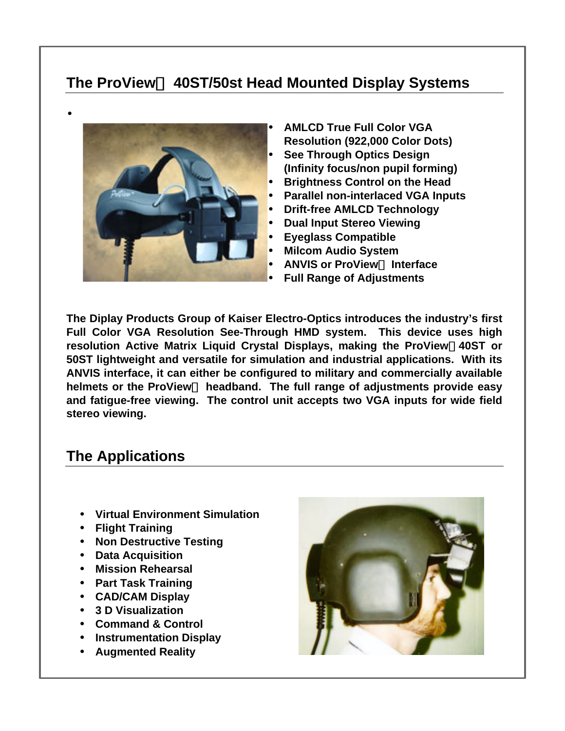## The ProView 40ST/50st Head Mounted Display Systems

- **AMLCD True Full Color VGA Resolution (922,000 Color Dots)**
- **See Through Optics Design (Infinity focus/non pupil forming)**
- **Brightness Control on the Head**
- **Parallel non-interlaced VGA Inputs**
- **Drift-free AMLCD Technology**
- **Dual Input Stereo Viewing**
- **Eyeglass Compatible**
- **Milcom Audio System**
- **ANVIS or ProView Interface**
- **Full Range of Adjustments**

**The Diplay Products Group of Kaiser Electro-Optics introduces the industry's first Full Color VGA Resolution See-Through HMD system. This device uses high resolution Active Matrix Liquid Crystal Displays, making the ProView 40ST or 50ST lightweight and versatile for simulation and industrial applications. With its ANVIS interface, it can either be configured to military and commercially available helmets or the ProView headband. The full range of adjustments provide easy and fatigue-free viewing. The control unit accepts two VGA inputs for wide field stereo viewing.**

## The Applications

- **Virtual Environment Simulation**
- **Flight Training**
- **Non Destructive Testing**
- **Data Acquisition**
- **Mission Rehearsal**
- **Part Task Training**
- **CAD/CAM Display**
- **3 D Visualization**
- **Command & Control**
- **Instrumentation Display**
- **Augmented Reality**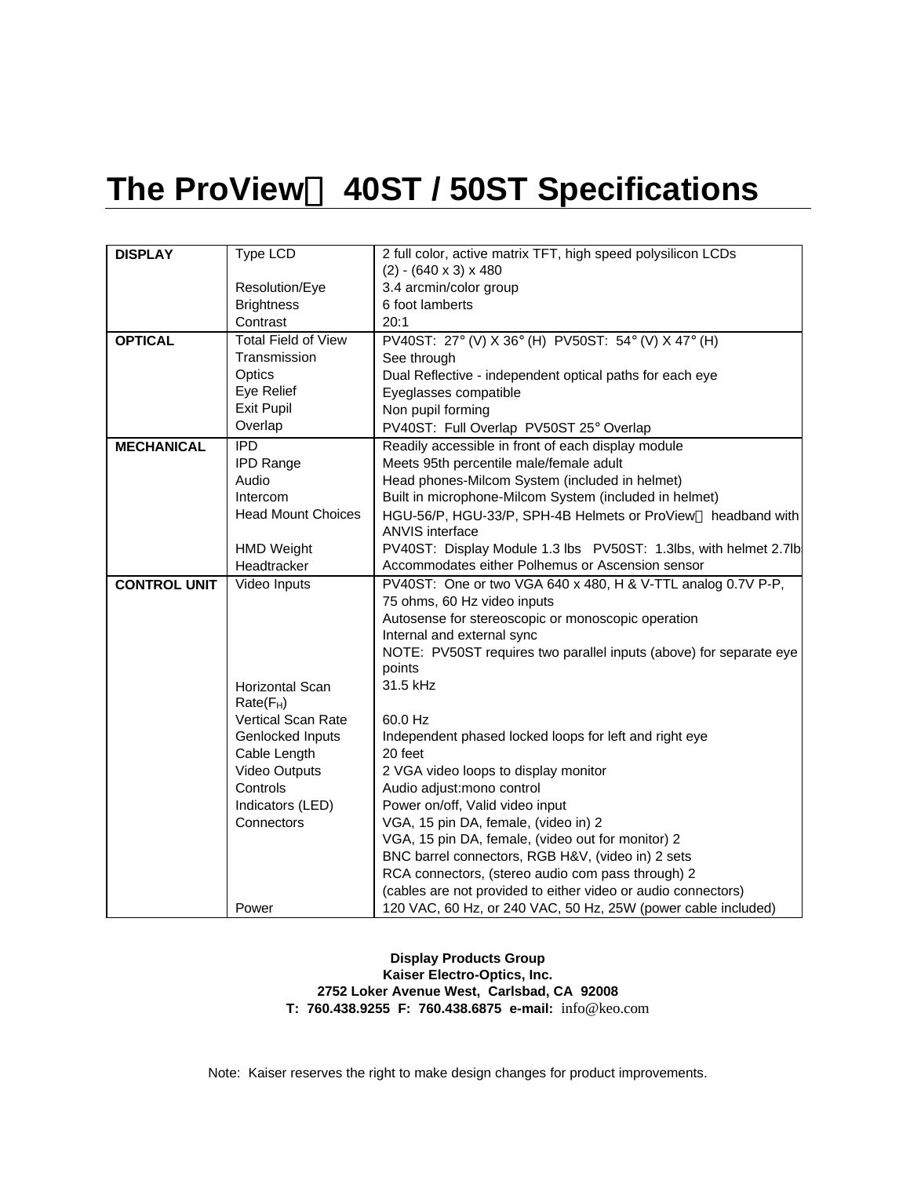# The ProView 40ST / 50ST Specifications

| | | |
|---|---|---|
| **DISPLAY** | Type LCD | 2 full color, active matrix TFT, high speed polysilicon LCDs<br>(2) - (640 x 3) x 480 |
| | Resolution/Eye | 3.4 arcmin/color group |
| | Brightness | 6 foot lamberts |
| | Contrast | 20:1 |
| **OPTICAL** | Total Field of View | PV40ST: 27° (V) X 36° (H) PV50ST: 54° (V) X 47° (H) |
| | Transmission | See through |
| | Optics | Dual Reflective - independent optical paths for each eye |
| | Eye Relief | Eyeglasses compatible |
| | Exit Pupil | Non pupil forming |
| | Overlap | PV40ST: Full Overlap PV50ST 25° Overlap |
| **MECHANICAL** | IPD | Readily accessible in front of each display module |
| | IPD Range | Meets 95th percentile male/female adult |
| | Audio | Head phones-Milcom System (included in helmet) |
| | Intercom | Built in microphone-Milcom System (included in helmet) |
| | Head Mount Choices | HGU-56/P, HGU-33/P, SPH-4B Helmets or ProView headband with ANVIS interface |
| | HMD Weight | PV40ST: Display Module 1.3 lbs PV50ST: 1.3lbs, with helmet 2.7lb |
| | Headtracker | Accommodates either Polhemus or Ascension sensor |
| **CONTROL UNIT** | Video Inputs | PV40ST: One or two VGA 640 x 480, H & V-TTL analog 0.7V P-P, 75 ohms, 60 Hz video inputs<br>Autosense for stereoscopic or monoscopic operation<br>Internal and external sync<br>NOTE: PV50ST requires two parallel inputs (above) for separate eye points |
| | Horizontal Scan Rate($F_H$) | 31.5 kHz |
| | Vertical Scan Rate | 60.0 Hz |
| | Genlocked Inputs | Independent phased locked loops for left and right eye |
| | Cable Length | 20 feet |
| | Video Outputs | 2 VGA video loops to display monitor |
| | Controls | Audio adjust:mono control |
| | Indicators (LED) | Power on/off, Valid video input |
| | Connectors | VGA, 15 pin DA, female, (video in) 2<br>VGA, 15 pin DA, female, (video out for monitor) 2<br>BNC barrel connectors, RGB H&V, (video in) 2 sets<br>RCA connectors, (stereo audio com pass through) 2<br>(cables are not provided to either video or audio connectors) |
| | Power | 120 VAC, 60 Hz, or 240 VAC, 50 Hz, 25W (power cable included) |

**Display Products Group**
**Kaiser Electro-Optics, Inc.**
**2752 Loker Avenue West, Carlsbad, CA 92008**
**T: 760.438.9255 F: 760.438.6875 e-mail:** info@keo.com

Note: Kaiser reserves the right to make design changes for product improvements.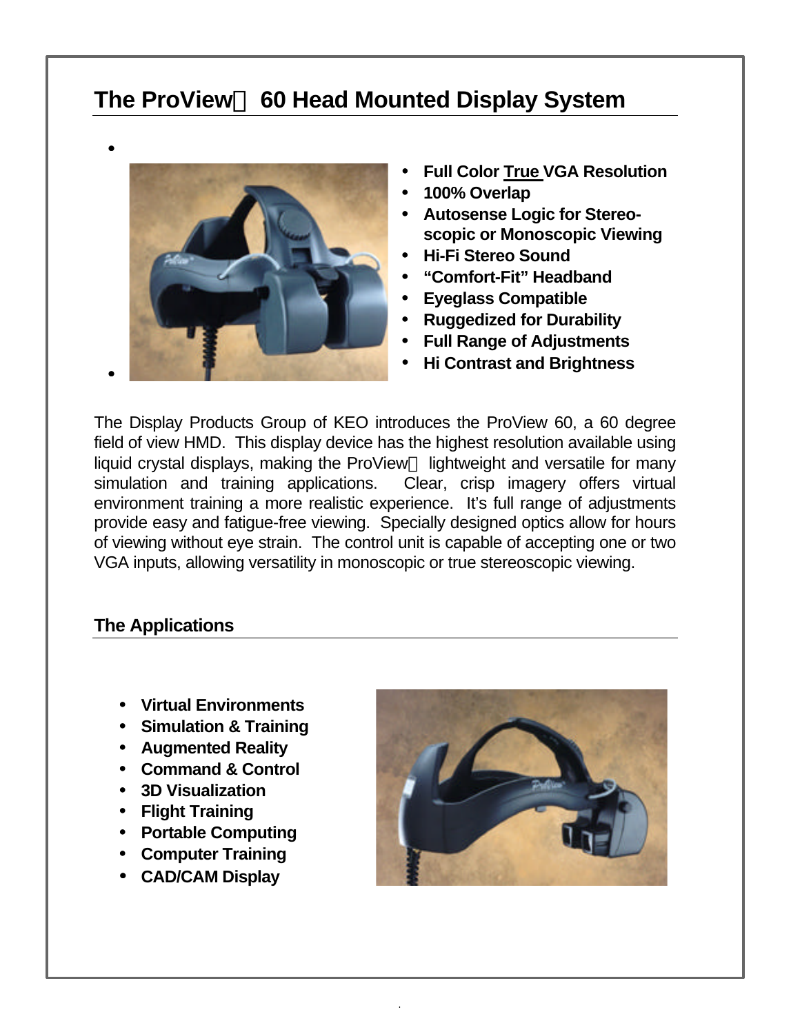## The ProView 60 Head Mounted Display System

- **Full Color True VGA Resolution**
- **100% Overlap**
- **Autosense Logic for Stereo-scopic or Monoscopic Viewing**
- **Hi-Fi Stereo Sound**
- **"Comfort-Fit" Headband**
- **Eyeglass Compatible**
- **Ruggedized for Durability**
- **Full Range of Adjustments**
- **Hi Contrast and Brightness**

The Display Products Group of KEO introduces the ProView 60, a 60 degree field of view HMD. This display device has the highest resolution available using liquid crystal displays, making the ProView lightweight and versatile for many simulation and training applications. Clear, crisp imagery offers virtual environment training a more realistic experience. It's full range of adjustments provide easy and fatigue-free viewing. Specially designed optics allow for hours of viewing without eye strain. The control unit is capable of accepting one or two VGA inputs, allowing versatility in monoscopic or true stereoscopic viewing.

## The Applications

- **Virtual Environments**
- **Simulation & Training**
- **Augmented Reality**
- **Command & Control**
- **3D Visualization**
- **Flight Training**
- **Portable Computing**
- **Computer Training**
- **CAD/CAM Display**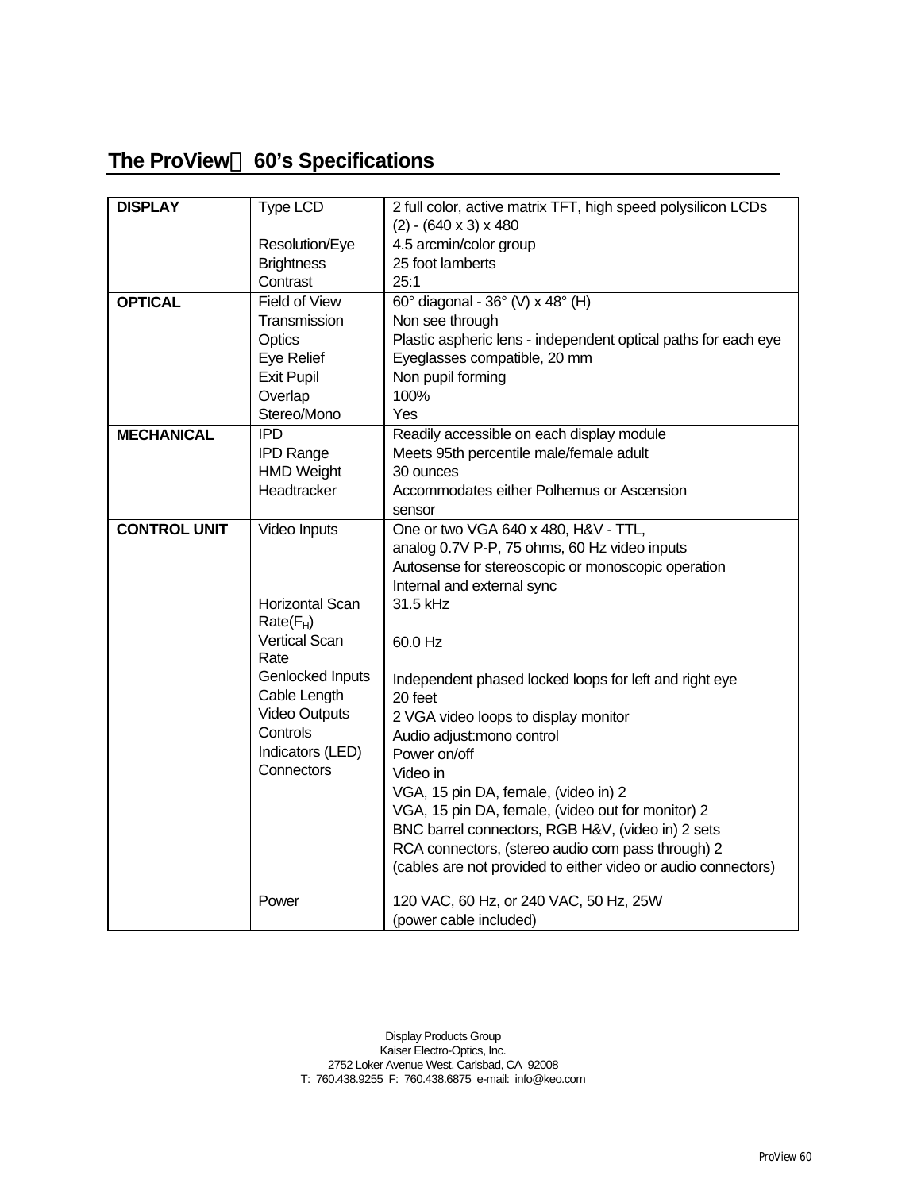## The ProView™ 60's Specifications

| | | |
|---|---|---|
| **DISPLAY** | Type LCD<br><br>Resolution/Eye<br>Brightness<br>Contrast | 2 full color, active matrix TFT, high speed polysilicon LCDs<br>(2) - (640 x 3) x 480<br>4.5 arcmin/color group<br>25 foot lamberts<br>25:1 |
| **OPTICAL** | Field of View<br>Transmission<br>Optics<br>Eye Relief<br>Exit Pupil<br>Overlap<br>Stereo/Mono | 60° diagonal - 36° (V) x 48° (H)<br>Non see through<br>Plastic aspheric lens - independent optical paths for each eye<br>Eyeglasses compatible, 20 mm<br>Non pupil forming<br>100%<br>Yes |
| **MECHANICAL** | IPD<br>IPD Range<br>HMD Weight<br>Headtracker | Readily accessible on each display module<br>Meets 95th percentile male/female adult<br>30 ounces<br>Accommodates either Polhemus or Ascension sensor |
| **CONTROL UNIT** | Video Inputs<br><br><br><br>Horizontal Scan Rate($F_H$)<br>Vertical Scan Rate<br>Genlocked Inputs<br>Cable Length<br>Video Outputs<br>Controls<br>Indicators (LED)<br>Connectors<br><br><br><br><br><br>Power | One or two VGA 640 x 480, H&V - TTL, analog 0.7V P-P, 75 ohms, 60 Hz video inputs<br>Autosense for stereoscopic or monoscopic operation<br>Internal and external sync<br>31.5 kHz<br>60.0 Hz<br>Independent phased locked loops for left and right eye<br>20 feet<br>2 VGA video loops to display monitor<br>Audio adjust:mono control<br>Power on/off<br>Video in<br>VGA, 15 pin DA, female, (video in) 2<br>VGA, 15 pin DA, female, (video out for monitor) 2<br>BNC barrel connectors, RGB H&V, (video in) 2 sets<br>RCA connectors, (stereo audio com pass through) 2<br>(cables are not provided to either video or audio connectors)<br>120 VAC, 60 Hz, or 240 VAC, 50 Hz, 25W<br>(power cable included) |

Display Products Group
Kaiser Electro-Optics, Inc.
2752 Loker Avenue West, Carlsbad, CA 92008
T: 760.438.9255 F: 760.438.6875 e-mail: info@keo.com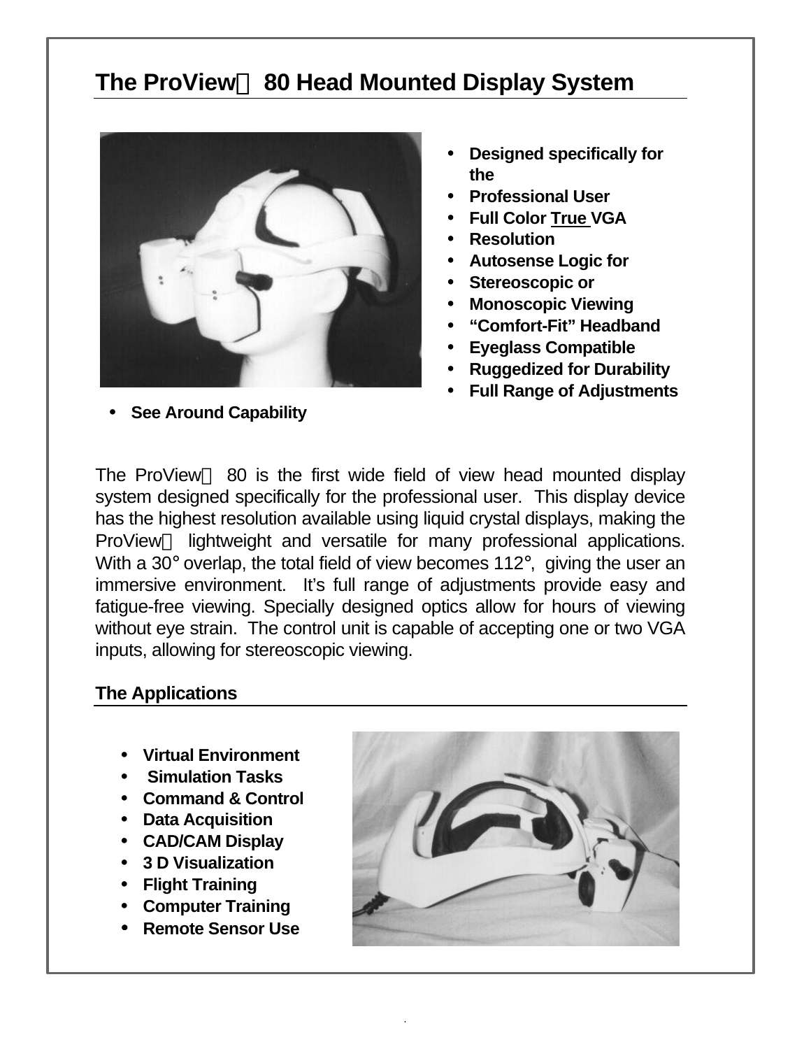## The ProView™ 80 Head Mounted Display System

- **Designed specifically for the**
- **Professional User**
- **Full Color True VGA**
- **Resolution**
- **Autosense Logic for**
- **Stereoscopic or**
- **Monoscopic Viewing**
- **"Comfort-Fit" Headband**
- **Eyeglass Compatible**
- **Ruggedized for Durability**
- **Full Range of Adjustments**
- **See Around Capability**

The ProView™ 80 is the first wide field of view head mounted display system designed specifically for the professional user. This display device has the highest resolution available using liquid crystal displays, making the ProView™ lightweight and versatile for many professional applications. With a 30° overlap, the total field of view becomes 112°, giving the user an immersive environment. It's full range of adjustments provide easy and fatigue-free viewing. Specially designed optics allow for hours of viewing without eye strain. The control unit is capable of accepting one or two VGA inputs, allowing for stereoscopic viewing.

### The Applications

- **Virtual Environment**
- **Simulation Tasks**
- **Command & Control**
- **Data Acquisition**
- **CAD/CAM Display**
- **3 D Visualization**
- **Flight Training**
- **Computer Training**
- **Remote Sensor Use**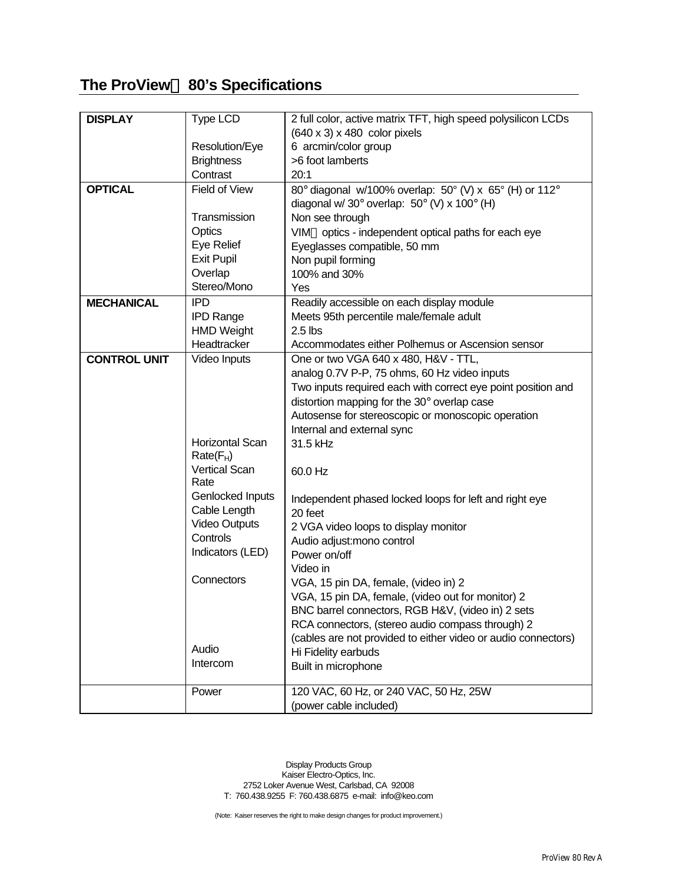## The ProView™ 80's Specifications

| | | |
|---|---|---|
| **DISPLAY** | Type LCD<br><br>Resolution/Eye<br>Brightness<br>Contrast | 2 full color, active matrix TFT, high speed polysilicon LCDs<br>(640 x 3) x 480 color pixels<br>6 arcmin/color group<br>>6 foot lamberts<br>20:1 |
| **OPTICAL** | Field of View<br><br>Transmission<br>Optics<br>Eye Relief<br>Exit Pupil<br>Overlap<br>Stereo/Mono | 80° diagonal w/100% overlap: 50° (V) x 65° (H) or 112° diagonal w/ 30° overlap: 50° (V) x 100° (H)<br>Non see through<br>VIM™ optics - independent optical paths for each eye<br>Eyeglasses compatible, 50 mm<br>Non pupil forming<br>100% and 30%<br>Yes |
| **MECHANICAL** | IPD<br>IPD Range<br>HMD Weight<br>Headtracker | Readily accessible on each display module<br>Meets 95th percentile male/female adult<br>2.5 lbs<br>Accommodates either Polhemus or Ascension sensor |
| **CONTROL UNIT** | Video Inputs<br><br><br><br><br><br>Horizontal Scan Rate($F_H$)<br>Vertical Scan Rate<br>Genlocked Inputs<br>Cable Length<br>Video Outputs<br>Controls<br>Indicators (LED)<br><br>Connectors<br><br><br><br><br>Audio<br>Intercom | One or two VGA 640 x 480, H&V - TTL,<br>analog 0.7V P-P, 75 ohms, 60 Hz video inputs<br>Two inputs required each with correct eye point position and distortion mapping for the 30° overlap case<br>Autosense for stereoscopic or monoscopic operation<br>Internal and external sync<br>31.5 kHz<br><br>60.0 Hz<br><br>Independent phased locked loops for left and right eye<br>20 feet<br>2 VGA video loops to display monitor<br>Audio adjust:mono control<br>Power on/off<br>Video in<br>VGA, 15 pin DA, female, (video in) 2<br>VGA, 15 pin DA, female, (video out for monitor) 2<br>BNC barrel connectors, RGB H&V, (video in) 2 sets<br>RCA connectors, (stereo audio compass through) 2<br>(cables are not provided to either video or audio connectors)<br>Hi Fidelity earbuds<br>Built in microphone |
| | Power | 120 VAC, 60 Hz, or 240 VAC, 50 Hz, 25W<br>(power cable included) |

Display Products Group
Kaiser Electro-Optics, Inc.
2752 Loker Avenue West, Carlsbad, CA 92008
T: 760.438.9255 F: 760.438.6875 e-mail: info@keo.com

(Note: Kaiser reserves the right to make design changes for product improvement.)

ProView 80 Rev A